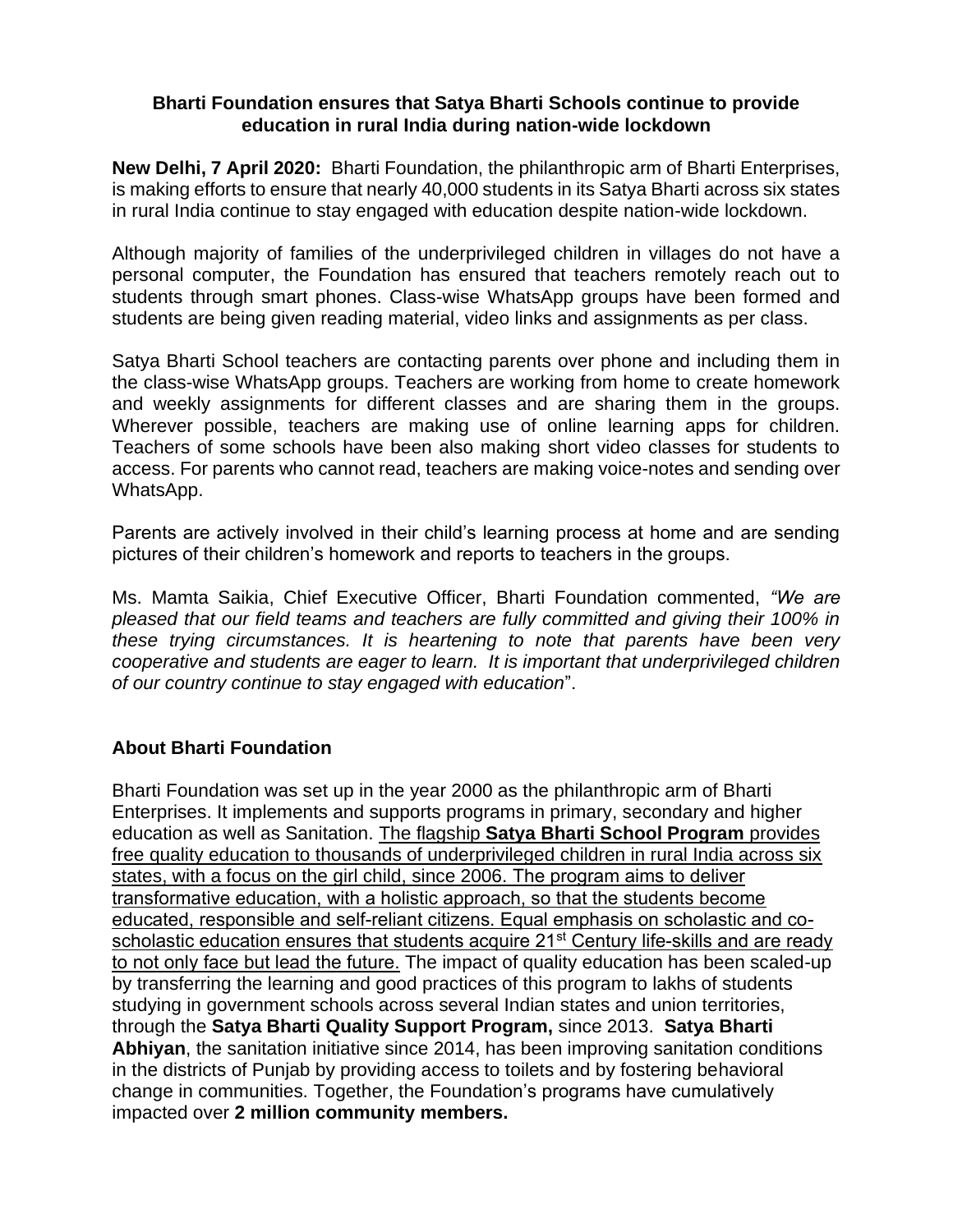**Bharti Foundation ensures that Satya Bharti Schools continue to provide education in rural India during nation-wide lockdown**

**New Delhi, 7 April 2020:** Bharti Foundation, the philanthropic arm of Bharti Enterprises, is making efforts to ensure that nearly 40,000 students in its Satya Bharti across six states in rural India continue to stay engaged with education despite nation-wide lockdown.

Although majority of families of the underprivileged children in villages do not have a personal computer, the Foundation has ensured that teachers remotely reach out to students through smart phones. Class-wise WhatsApp groups have been formed and students are being given reading material, video links and assignments as per class.

Satya Bharti School teachers are contacting parents over phone and including them in the class-wise WhatsApp groups. Teachers are working from home to create homework and weekly assignments for different classes and are sharing them in the groups. Wherever possible, teachers are making use of online learning apps for children. Teachers of some schools have been also making short video classes for students to access. For parents who cannot read, teachers are making voice-notes and sending over WhatsApp.

Parents are actively involved in their child's learning process at home and are sending pictures of their children's homework and reports to teachers in the groups.

Ms. Mamta Saikia, Chief Executive Officer, Bharti Foundation commented, *"We are pleased that our field teams and teachers are fully committed and giving their 100% in these trying circumstances. It is heartening to note that parents have been very cooperative and students are eager to learn. It is important that underprivileged children of our country continue to stay engaged with education*".

## About Bharti Foundation

Bharti Foundation was set up in the year 2000 as the philanthropic arm of Bharti Enterprises. It implements and supports programs in primary, secondary and higher education as well as Sanitation. The flagship **Satya Bharti School Program** provides free quality education to thousands of underprivileged children in rural India across six states, with a focus on the girl child, since 2006. The program aims to deliver transformative education, with a holistic approach, so that the students become educated, responsible and self-reliant citizens. Equal emphasis on scholastic and co-scholastic education ensures that students acquire 21st Century life-skills and are ready to not only face but lead the future. The impact of quality education has been scaled-up by transferring the learning and good practices of this program to lakhs of students studying in government schools across several Indian states and union territories, through the **Satya Bharti Quality Support Program,** since 2013. **Satya Bharti Abhiyan**, the sanitation initiative since 2014, has been improving sanitation conditions in the districts of Punjab by providing access to toilets and by fostering behavioral change in communities. Together, the Foundation's programs have cumulatively impacted over **2 million community members.**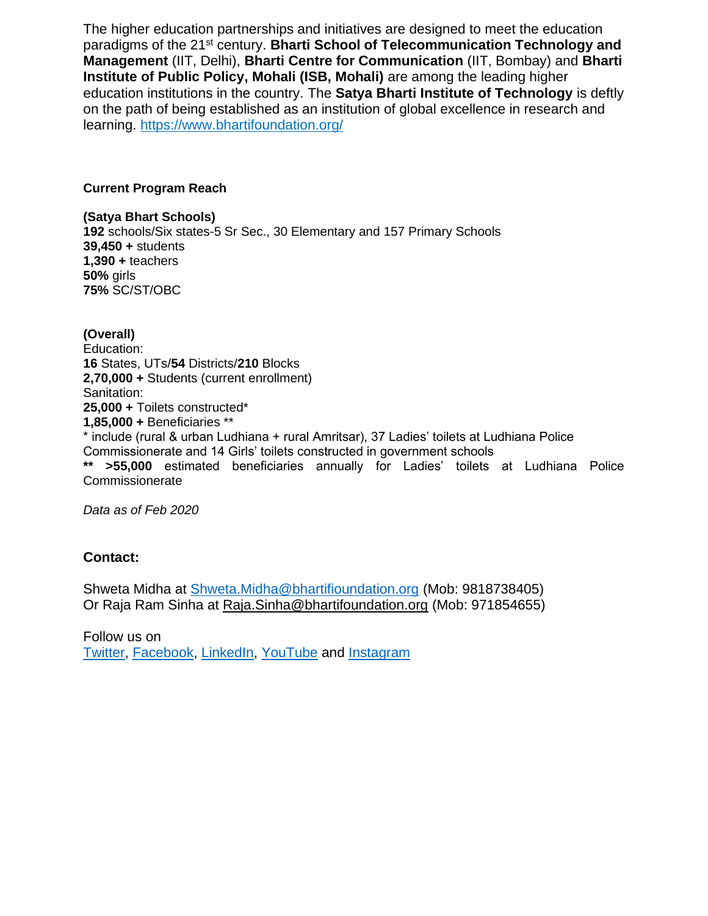The higher education partnerships and initiatives are designed to meet the education paradigms of the 21st century. **Bharti School of Telecommunication Technology and Management** (IIT, Delhi), **Bharti Centre for Communication** (IIT, Bombay) and **Bharti Institute of Public Policy, Mohali (ISB, Mohali)** are among the leading higher education institutions in the country. The **Satya Bharti Institute of Technology** is deftly on the path of being established as an institution of global excellence in research and learning. https://www.bhartifoundation.org/

**Current Program Reach**

**(Satya Bhart Schools)**
**192** schools/Six states-5 Sr Sec., 30 Elementary and 157 Primary Schools
**39,450 +** students
**1,390 +** teachers
**50%** girls
**75%** SC/ST/OBC

**(Overall)**
Education:
**16** States, UTs/**54** Districts/**210** Blocks
**2,70,000 +** Students (current enrollment)
Sanitation:
**25,000 +** Toilets constructed*
**1,85,000 +** Beneficiaries **
* include (rural & urban Ludhiana + rural Amritsar), 37 Ladies' toilets at Ludhiana Police Commissionerate and 14 Girls' toilets constructed in government schools
**** >55,000** estimated beneficiaries annually for Ladies' toilets at Ludhiana Police Commissionerate

*Data as of Feb 2020*

**Contact:**

Shweta Midha at Shweta.Midha@bhartifioundation.org (Mob: 9818738405)
Or Raja Ram Sinha at Raja.Sinha@bhartifoundation.org (Mob: 971854655)

Follow us on
Twitter, Facebook, LinkedIn, YouTube and Instagram